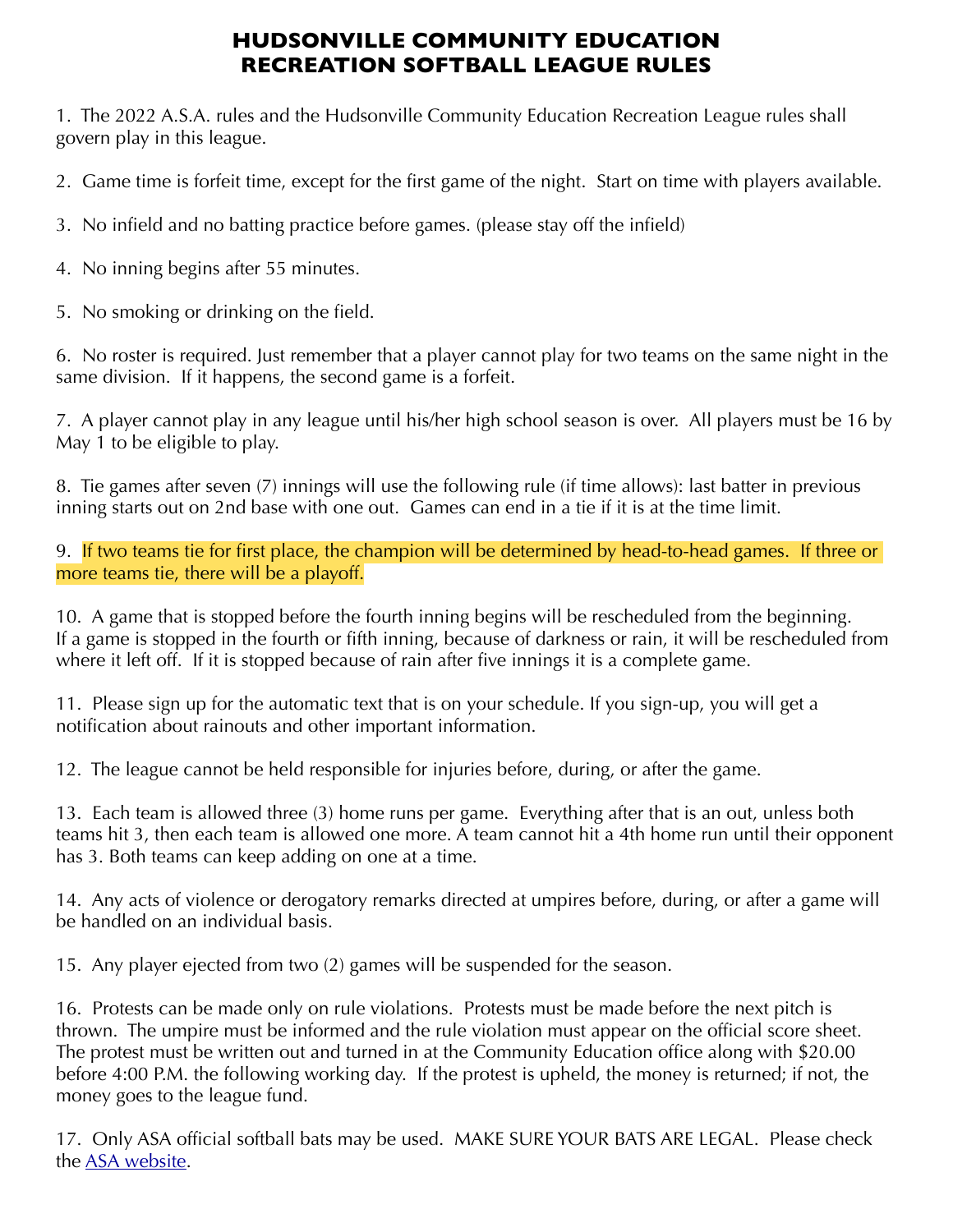# HUDSONVILLE COMMUNITY EDUCATION RECREATION SOFTBALL LEAGUE RULES

1. The 2022 A.S.A. rules and the Hudsonville Community Education Recreation League rules shall govern play in this league.

2. Game time is forfeit time, except for the first game of the night. Start on time with players available.

3. No infield and no batting practice before games. (please stay off the infield)

4. No inning begins after 55 minutes.

5. No smoking or drinking on the field.

6. No roster is required. Just remember that a player cannot play for two teams on the same night in the same division. If it happens, the second game is a forfeit.

7. A player cannot play in any league until his/her high school season is over. All players must be 16 by May 1 to be eligible to play.

8. Tie games after seven (7) innings will use the following rule (if time allows): last batter in previous inning starts out on 2nd base with one out. Games can end in a tie if it is at the time limit.

9. If two teams tie for first place, the champion will be determined by head-to-head games. If three or more teams tie, there will be a playoff.

10. A game that is stopped before the fourth inning begins will be rescheduled from the beginning. If a game is stopped in the fourth or fifth inning, because of darkness or rain, it will be rescheduled from where it left off. If it is stopped because of rain after five innings it is a complete game.

11. Please sign up for the automatic text that is on your schedule. If you sign-up, you will get a notification about rainouts and other important information.

12. The league cannot be held responsible for injuries before, during, or after the game.

13. Each team is allowed three (3) home runs per game. Everything after that is an out, unless both teams hit 3, then each team is allowed one more. A team cannot hit a 4th home run until their opponent has 3. Both teams can keep adding on one at a time.

14. Any acts of violence or derogatory remarks directed at umpires before, during, or after a game will be handled on an individual basis.

15. Any player ejected from two (2) games will be suspended for the season.

16. Protests can be made only on rule violations. Protests must be made before the next pitch is thrown. The umpire must be informed and the rule violation must appear on the official score sheet. The protest must be written out and turned in at the Community Education office along with $20.00 before 4:00 P.M. the following working day. If the protest is upheld, the money is returned; if not, the money goes to the league fund.

17. Only ASA official softball bats may be used. MAKE SURE YOUR BATS ARE LEGAL. Please check the ASA website.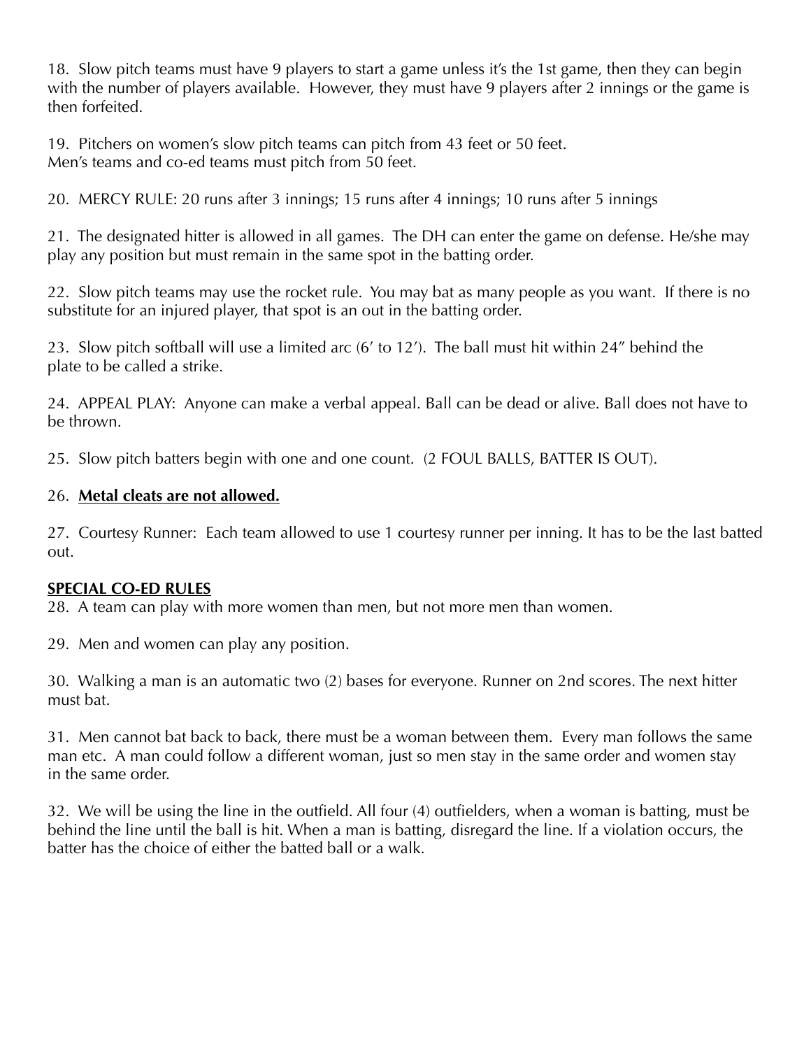18. Slow pitch teams must have 9 players to start a game unless it's the 1st game, then they can begin with the number of players available. However, they must have 9 players after 2 innings or the game is then forfeited.

19. Pitchers on women's slow pitch teams can pitch from 43 feet or 50 feet.
Men's teams and co-ed teams must pitch from 50 feet.

20. MERCY RULE: 20 runs after 3 innings; 15 runs after 4 innings; 10 runs after 5 innings

21. The designated hitter is allowed in all games. The DH can enter the game on defense. He/she may play any position but must remain in the same spot in the batting order.

22. Slow pitch teams may use the rocket rule. You may bat as many people as you want. If there is no substitute for an injured player, that spot is an out in the batting order.

23. Slow pitch softball will use a limited arc (6' to 12'). The ball must hit within 24" behind the plate to be called a strike.

24. APPEAL PLAY: Anyone can make a verbal appeal. Ball can be dead or alive. Ball does not have to be thrown.

25. Slow pitch batters begin with one and one count. (2 FOUL BALLS, BATTER IS OUT).

26. **Metal cleats are not allowed.**

27. Courtesy Runner: Each team allowed to use 1 courtesy runner per inning. It has to be the last batted out.

**SPECIAL CO-ED RULES**

28. A team can play with more women than men, but not more men than women.

29. Men and women can play any position.

30. Walking a man is an automatic two (2) bases for everyone. Runner on 2nd scores. The next hitter must bat.

31. Men cannot bat back to back, there must be a woman between them. Every man follows the same man etc. A man could follow a different woman, just so men stay in the same order and women stay in the same order.

32. We will be using the line in the outfield. All four (4) outfielders, when a woman is batting, must be behind the line until the ball is hit. When a man is batting, disregard the line. If a violation occurs, the batter has the choice of either the batted ball or a walk.